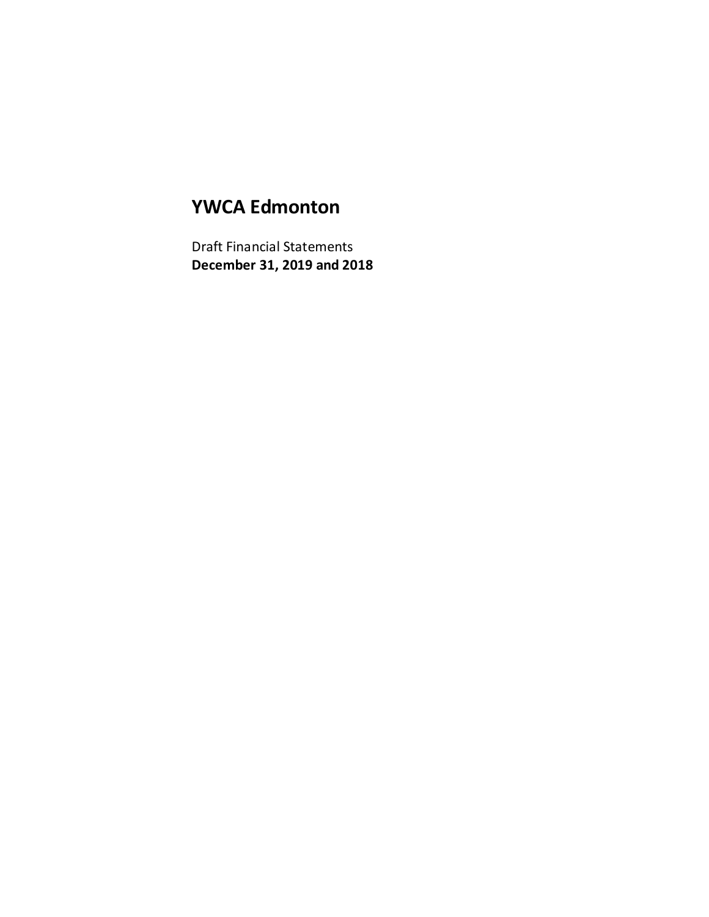# YWCA Edmonton

Draft Financial Statements
**December 31, 2019 and 2018**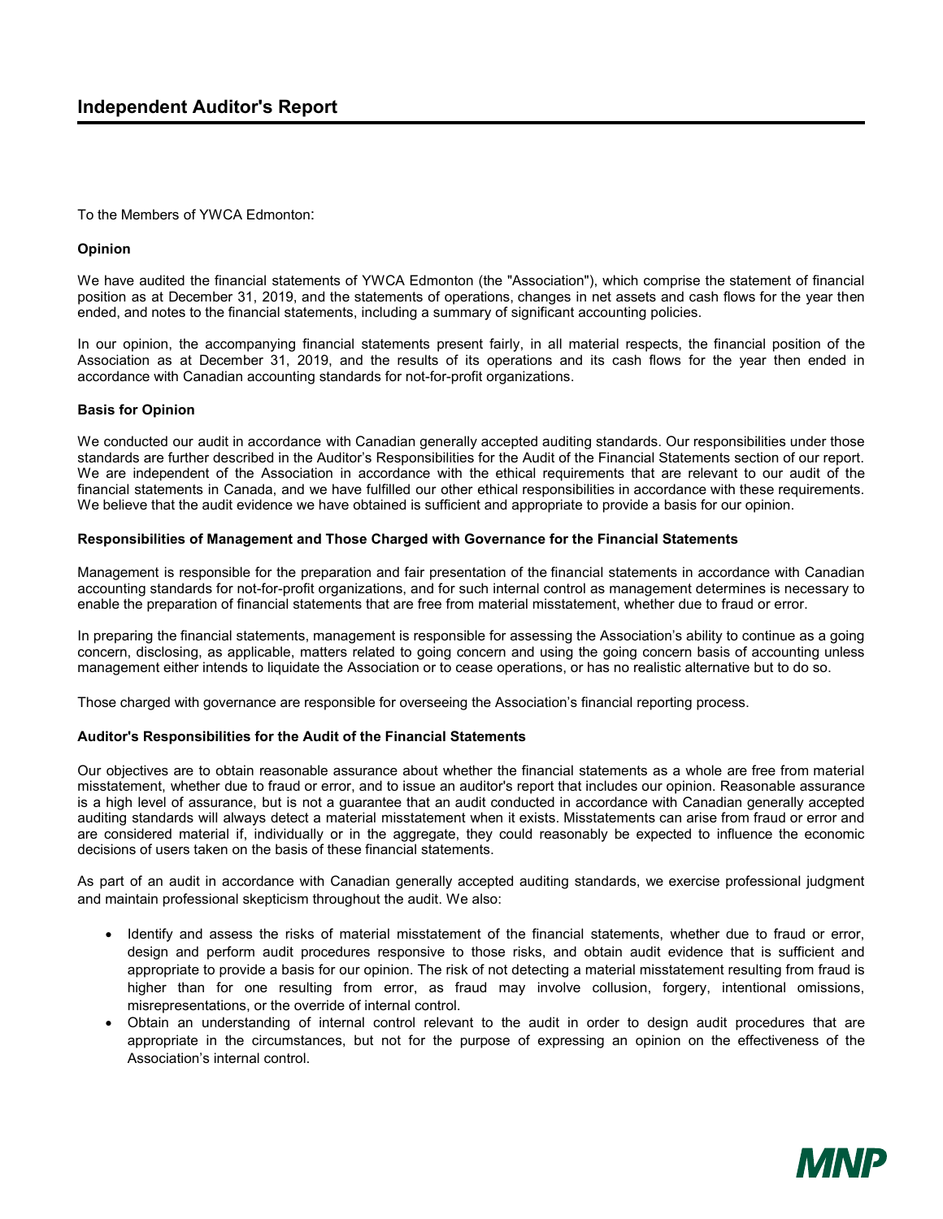# Independent Auditor's Report

To the Members of YWCA Edmonton:

**Opinion**

We have audited the financial statements of YWCA Edmonton (the "Association"), which comprise the statement of financial position as at December 31, 2019, and the statements of operations, changes in net assets and cash flows for the year then ended, and notes to the financial statements, including a summary of significant accounting policies.

In our opinion, the accompanying financial statements present fairly, in all material respects, the financial position of the Association as at December 31, 2019, and the results of its operations and its cash flows for the year then ended in accordance with Canadian accounting standards for not-for-profit organizations.

**Basis for Opinion**

We conducted our audit in accordance with Canadian generally accepted auditing standards. Our responsibilities under those standards are further described in the Auditor's Responsibilities for the Audit of the Financial Statements section of our report. We are independent of the Association in accordance with the ethical requirements that are relevant to our audit of the financial statements in Canada, and we have fulfilled our other ethical responsibilities in accordance with these requirements. We believe that the audit evidence we have obtained is sufficient and appropriate to provide a basis for our opinion.

**Responsibilities of Management and Those Charged with Governance for the Financial Statements**

Management is responsible for the preparation and fair presentation of the financial statements in accordance with Canadian accounting standards for not-for-profit organizations, and for such internal control as management determines is necessary to enable the preparation of financial statements that are free from material misstatement, whether due to fraud or error.

In preparing the financial statements, management is responsible for assessing the Association's ability to continue as a going concern, disclosing, as applicable, matters related to going concern and using the going concern basis of accounting unless management either intends to liquidate the Association or to cease operations, or has no realistic alternative but to do so.

Those charged with governance are responsible for overseeing the Association's financial reporting process.

**Auditor's Responsibilities for the Audit of the Financial Statements**

Our objectives are to obtain reasonable assurance about whether the financial statements as a whole are free from material misstatement, whether due to fraud or error, and to issue an auditor's report that includes our opinion. Reasonable assurance is a high level of assurance, but is not a guarantee that an audit conducted in accordance with Canadian generally accepted auditing standards will always detect a material misstatement when it exists. Misstatements can arise from fraud or error and are considered material if, individually or in the aggregate, they could reasonably be expected to influence the economic decisions of users taken on the basis of these financial statements.

As part of an audit in accordance with Canadian generally accepted auditing standards, we exercise professional judgment and maintain professional skepticism throughout the audit. We also:

- Identify and assess the risks of material misstatement of the financial statements, whether due to fraud or error, design and perform audit procedures responsive to those risks, and obtain audit evidence that is sufficient and appropriate to provide a basis for our opinion. The risk of not detecting a material misstatement resulting from fraud is higher than for one resulting from error, as fraud may involve collusion, forgery, intentional omissions, misrepresentations, or the override of internal control.
- Obtain an understanding of internal control relevant to the audit in order to design audit procedures that are appropriate in the circumstances, but not for the purpose of expressing an opinion on the effectiveness of the Association's internal control.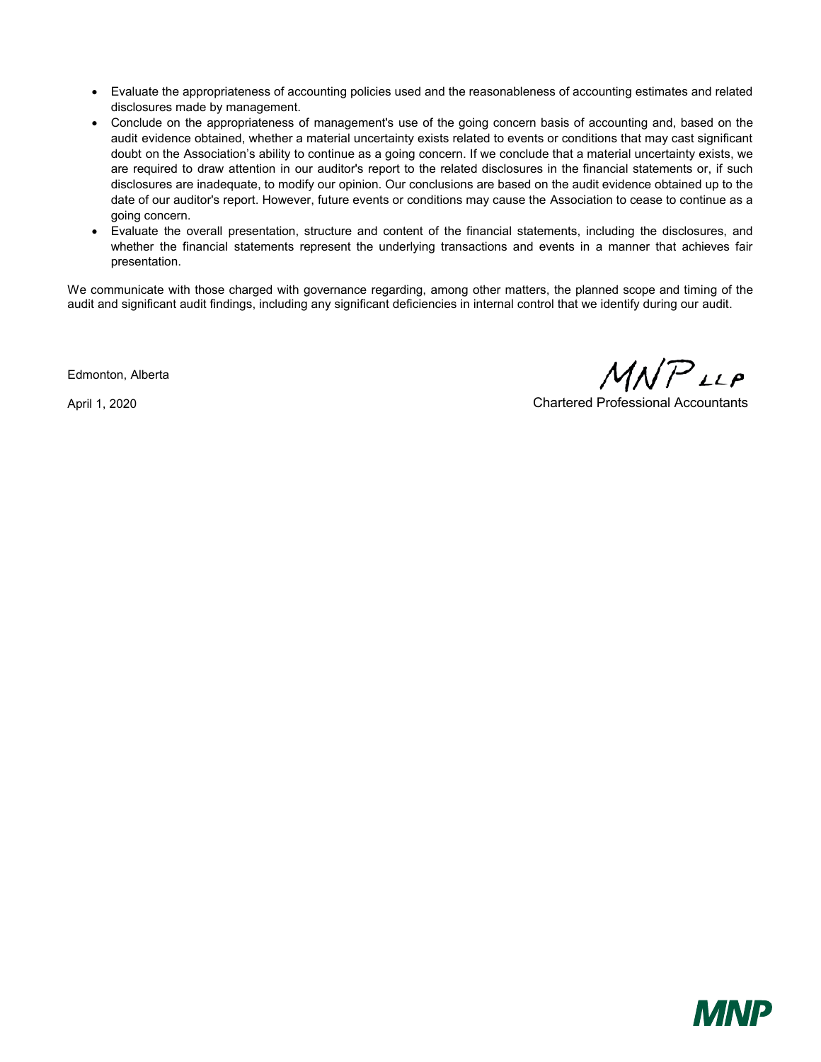- Evaluate the appropriateness of accounting policies used and the reasonableness of accounting estimates and related disclosures made by management.
- Conclude on the appropriateness of management's use of the going concern basis of accounting and, based on the audit evidence obtained, whether a material uncertainty exists related to events or conditions that may cast significant doubt on the Association's ability to continue as a going concern. If we conclude that a material uncertainty exists, we are required to draw attention in our auditor's report to the related disclosures in the financial statements or, if such disclosures are inadequate, to modify our opinion. Our conclusions are based on the audit evidence obtained up to the date of our auditor's report. However, future events or conditions may cause the Association to cease to continue as a going concern.
- Evaluate the overall presentation, structure and content of the financial statements, including the disclosures, and whether the financial statements represent the underlying transactions and events in a manner that achieves fair presentation.

We communicate with those charged with governance regarding, among other matters, the planned scope and timing of the audit and significant audit findings, including any significant deficiencies in internal control that we identify during our audit.

Edmonton, Alberta

April 1, 2020

MNP LLP

Chartered Professional Accountants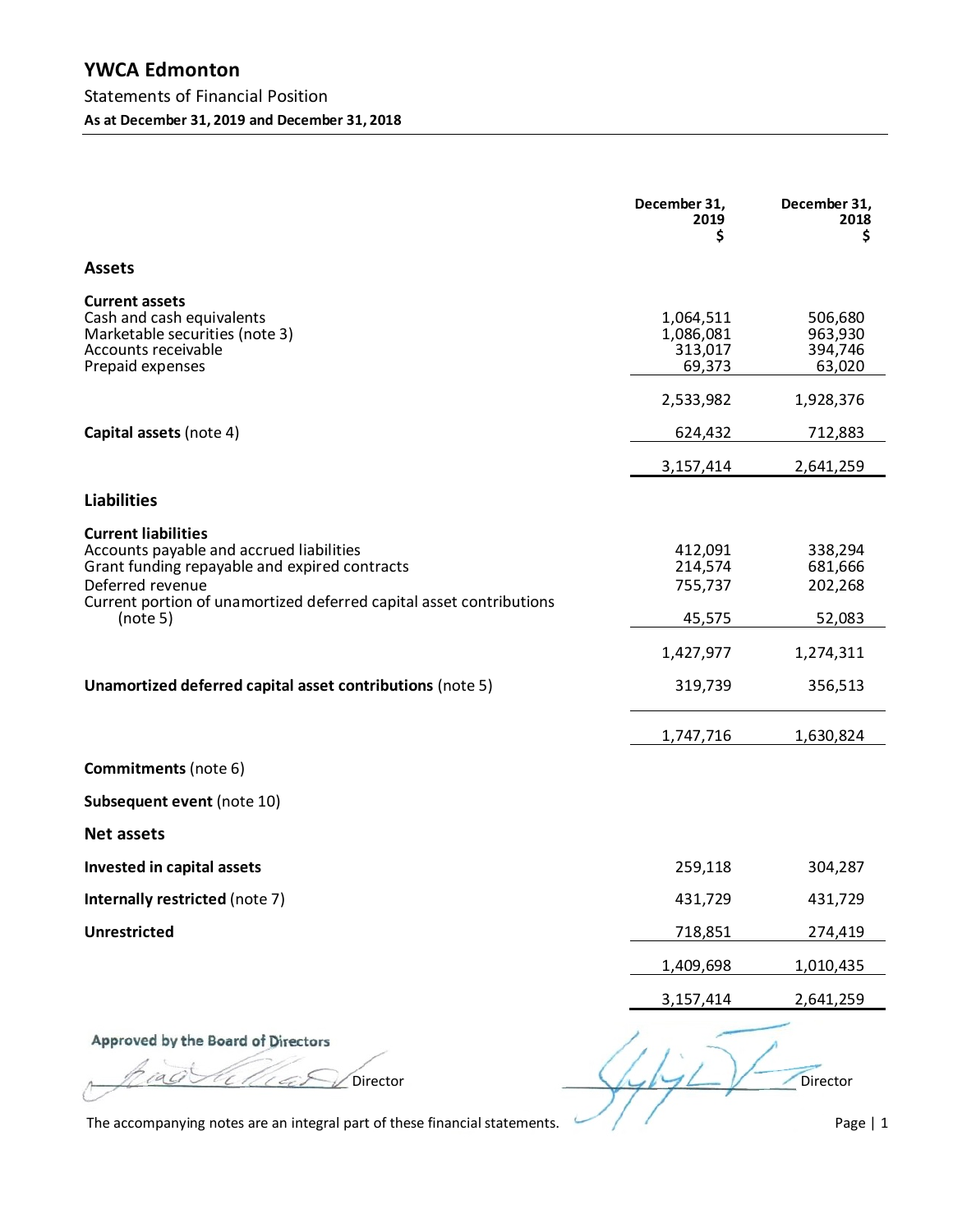# YWCA Edmonton

Statements of Financial Position

**As at December 31, 2019 and December 31, 2018**

| | December 31, 2019 $ | December 31, 2018 $ |
|---|---|---|
| **Assets** | | |
| **Current assets** | | |
| Cash and cash equivalents | 1,064,511 | 506,680 |
| Marketable securities (note 3) | 1,086,081 | 963,930 |
| Accounts receivable | 313,017 | 394,746 |
| Prepaid expenses | 69,373 | 63,020 |
| | 2,533,982 | 1,928,376 |
| **Capital assets** (note 4) | 624,432 | 712,883 |
| | 3,157,414 | 2,641,259 |
| **Liabilities** | | |
| **Current liabilities** | | |
| Accounts payable and accrued liabilities | 412,091 | 338,294 |
| Grant funding repayable and expired contracts | 214,574 | 681,666 |
| Deferred revenue | 755,737 | 202,268 |
| Current portion of unamortized deferred capital asset contributions (note 5) | 45,575 | 52,083 |
| | 1,427,977 | 1,274,311 |
| **Unamortized deferred capital asset contributions** (note 5) | 319,739 | 356,513 |
| | 1,747,716 | 1,630,824 |
| **Commitments** (note 6) | | |
| **Subsequent event** (note 10) | | |
| **Net assets** | | |
| **Invested in capital assets** | 259,118 | 304,287 |
| **Internally restricted** (note 7) | 431,729 | 431,729 |
| **Unrestricted** | 718,851 | 274,419 |
| | 1,409,698 | 1,010,435 |
| | 3,157,414 | 2,641,259 |

Approved by the Board of Directors

______________ Director ______________ Director

The accompanying notes are an integral part of these financial statements.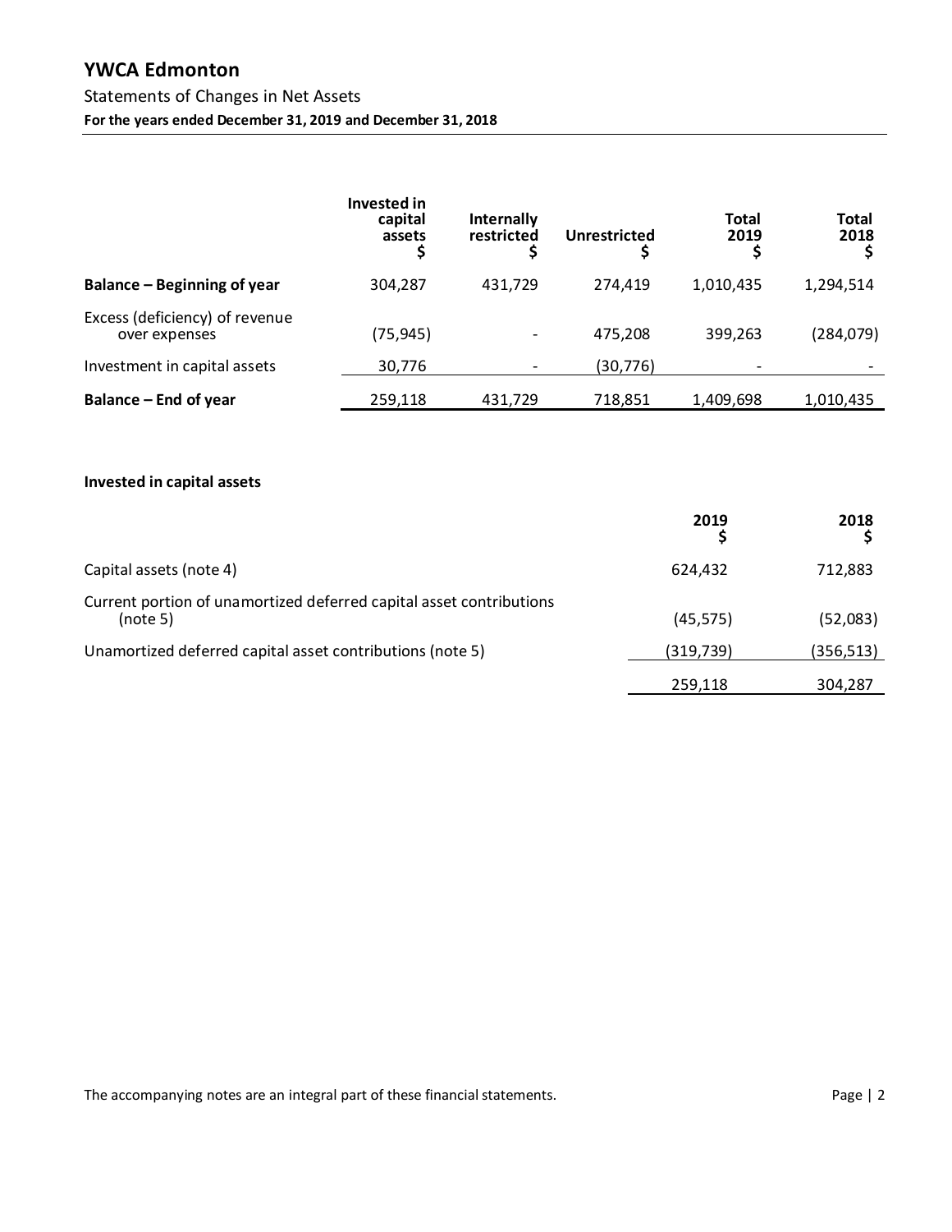# YWCA Edmonton

Statements of Changes in Net Assets

**For the years ended December 31, 2019 and December 31, 2018**

| | Invested in capital assets<br>$ | Internally restricted<br>$ | Unrestricted<br>$ | Total 2019<br>$ | Total 2018<br>$ |
|---|---|---|---|---|---|
| **Balance – Beginning of year** | 304,287 | 431,729 | 274,419 | 1,010,435 | 1,294,514 |
| Excess (deficiency) of revenue over expenses | (75,945) | - | 475,208 | 399,263 | (284,079) |
| Investment in capital assets | 30,776 | - | (30,776) | - | - |
| **Balance – End of year** | 259,118 | 431,729 | 718,851 | 1,409,698 | 1,010,435 |

**Invested in capital assets**

| | 2019<br>$ | 2018<br>$ |
|---|---|---|
| Capital assets (note 4) | 624,432 | 712,883 |
| Current portion of unamortized deferred capital asset contributions (note 5) | (45,575) | (52,083) |
| Unamortized deferred capital asset contributions (note 5) | (319,739) | (356,513) |
| | 259,118 | 304,287 |

The accompanying notes are an integral part of these financial statements.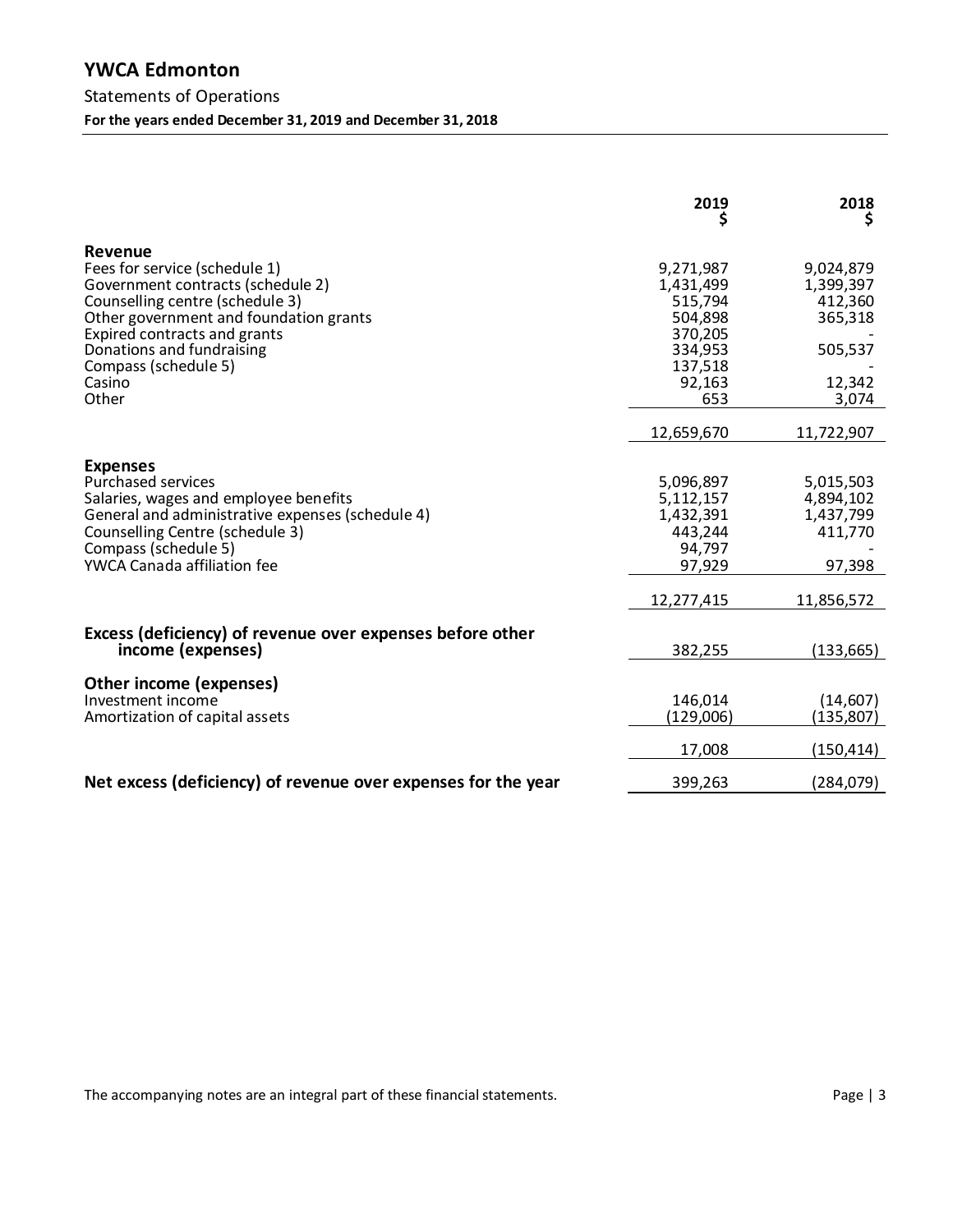# YWCA Edmonton

## Statements of Operations

**For the years ended December 31, 2019 and December 31, 2018**

| | 2019<br>$ | 2018<br>$ |
|---|---|---|
| **Revenue** | | |
| Fees for service (schedule 1) | 9,271,987 | 9,024,879 |
| Government contracts (schedule 2) | 1,431,499 | 1,399,397 |
| Counselling centre (schedule 3) | 515,794 | 412,360 |
| Other government and foundation grants | 504,898 | 365,318 |
| Expired contracts and grants | 370,205 | - |
| Donations and fundraising | 334,953 | 505,537 |
| Compass (schedule 5) | 137,518 | - |
| Casino | 92,163 | 12,342 |
| Other | 653 | 3,074 |
| | 12,659,670 | 11,722,907 |
| **Expenses** | | |
| Purchased services | 5,096,897 | 5,015,503 |
| Salaries, wages and employee benefits | 5,112,157 | 4,894,102 |
| General and administrative expenses (schedule 4) | 1,432,391 | 1,437,799 |
| Counselling Centre (schedule 3) | 443,244 | 411,770 |
| Compass (schedule 5) | 94,797 | - |
| YWCA Canada affiliation fee | 97,929 | 97,398 |
| | 12,277,415 | 11,856,572 |
| **Excess (deficiency) of revenue over expenses before other income (expenses)** | 382,255 | (133,665) |
| **Other income (expenses)** | | |
| Investment income | 146,014 | (14,607) |
| Amortization of capital assets | (129,006) | (135,807) |
| | 17,008 | (150,414) |
| **Net excess (deficiency) of revenue over expenses for the year** | 399,263 | (284,079) |

The accompanying notes are an integral part of these financial statements.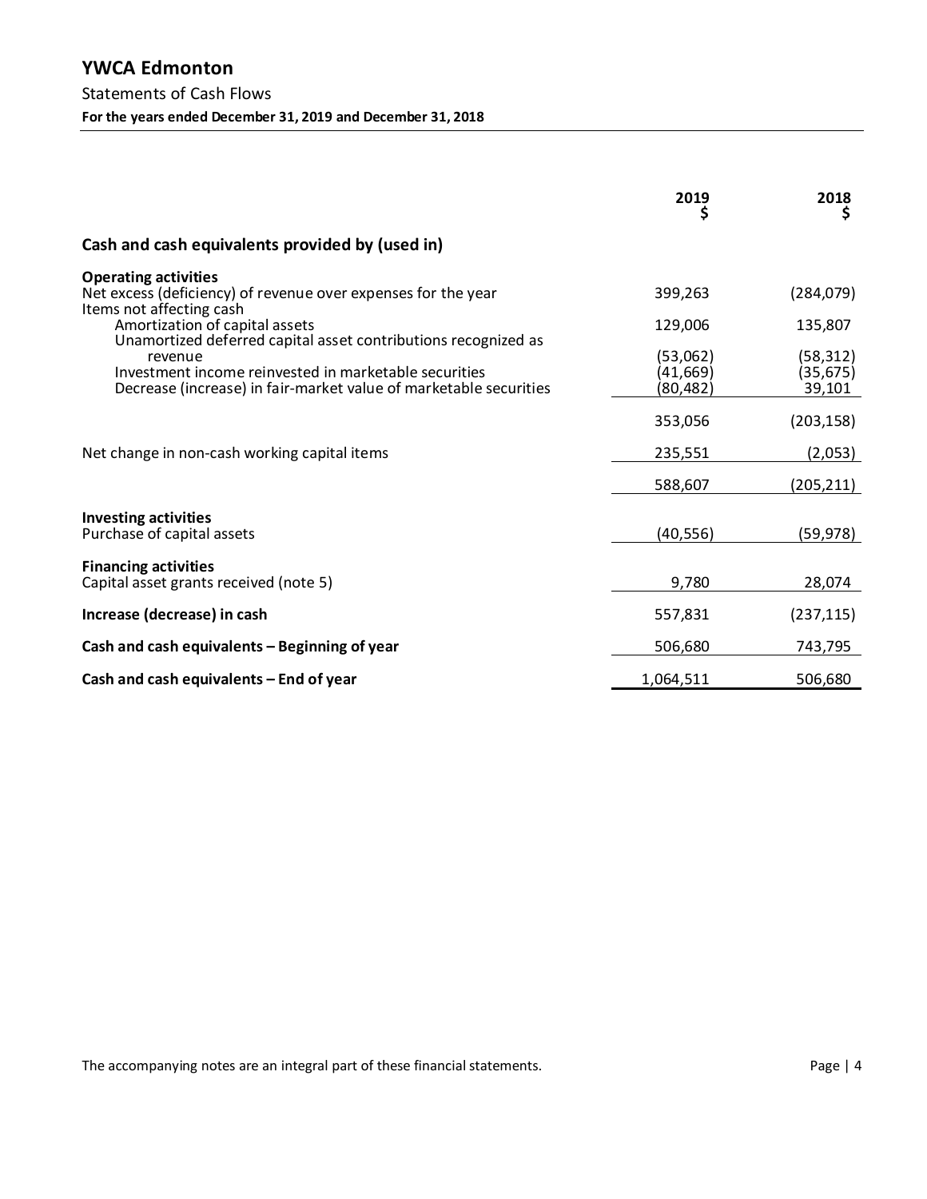# YWCA Edmonton

Statements of Cash Flows

**For the years ended December 31, 2019 and December 31, 2018**

| | 2019 $ | 2018 $ |
|---|---|---|
| **Cash and cash equivalents provided by (used in)** | | |
| **Operating activities** | | |
| Net excess (deficiency) of revenue over expenses for the year | 399,263 | (284,079) |
| Items not affecting cash | | |
| Amortization of capital assets | 129,006 | 135,807 |
| Unamortized deferred capital asset contributions recognized as revenue | (53,062) | (58,312) |
| Investment income reinvested in marketable securities | (41,669) | (35,675) |
| Decrease (increase) in fair-market value of marketable securities | (80,482) | 39,101 |
| | 353,056 | (203,158) |
| Net change in non-cash working capital items | 235,551 | (2,053) |
| | 588,607 | (205,211) |
| **Investing activities** | | |
| Purchase of capital assets | (40,556) | (59,978) |
| **Financing activities** | | |
| Capital asset grants received (note 5) | 9,780 | 28,074 |
| **Increase (decrease) in cash** | 557,831 | (237,115) |
| **Cash and cash equivalents – Beginning of year** | 506,680 | 743,795 |
| **Cash and cash equivalents – End of year** | 1,064,511 | 506,680 |

The accompanying notes are an integral part of these financial statements.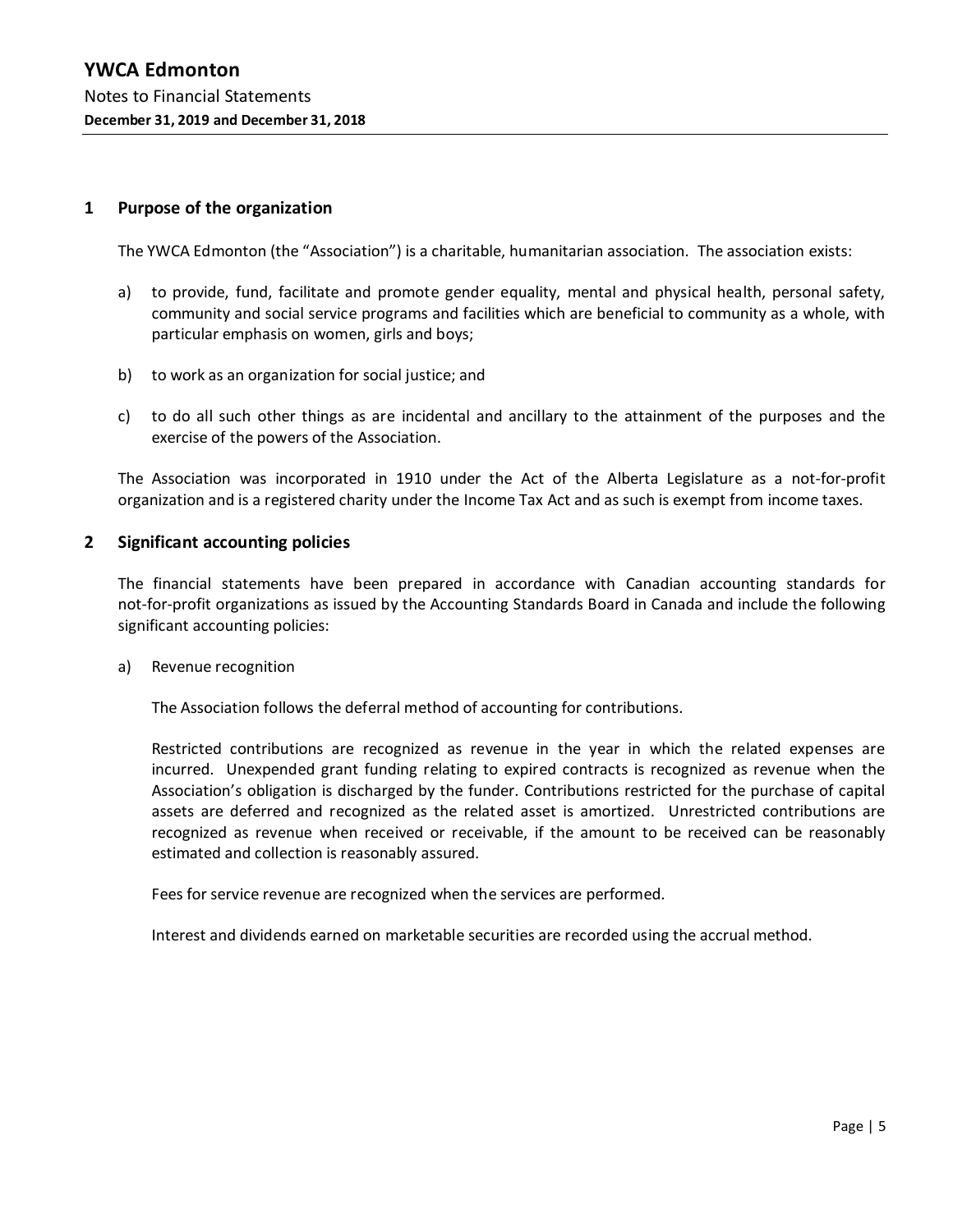# YWCA Edmonton

Notes to Financial Statements

**December 31, 2019 and December 31, 2018**

## 1 Purpose of the organization

The YWCA Edmonton (the "Association") is a charitable, humanitarian association. The association exists:

a) to provide, fund, facilitate and promote gender equality, mental and physical health, personal safety, community and social service programs and facilities which are beneficial to community as a whole, with particular emphasis on women, girls and boys;

b) to work as an organization for social justice; and

c) to do all such other things as are incidental and ancillary to the attainment of the purposes and the exercise of the powers of the Association.

The Association was incorporated in 1910 under the Act of the Alberta Legislature as a not-for-profit organization and is a registered charity under the Income Tax Act and as such is exempt from income taxes.

## 2 Significant accounting policies

The financial statements have been prepared in accordance with Canadian accounting standards for not-for-profit organizations as issued by the Accounting Standards Board in Canada and include the following significant accounting policies:

a) Revenue recognition

The Association follows the deferral method of accounting for contributions.

Restricted contributions are recognized as revenue in the year in which the related expenses are incurred. Unexpended grant funding relating to expired contracts is recognized as revenue when the Association's obligation is discharged by the funder. Contributions restricted for the purchase of capital assets are deferred and recognized as the related asset is amortized. Unrestricted contributions are recognized as revenue when received or receivable, if the amount to be received can be reasonably estimated and collection is reasonably assured.

Fees for service revenue are recognized when the services are performed.

Interest and dividends earned on marketable securities are recorded using the accrual method.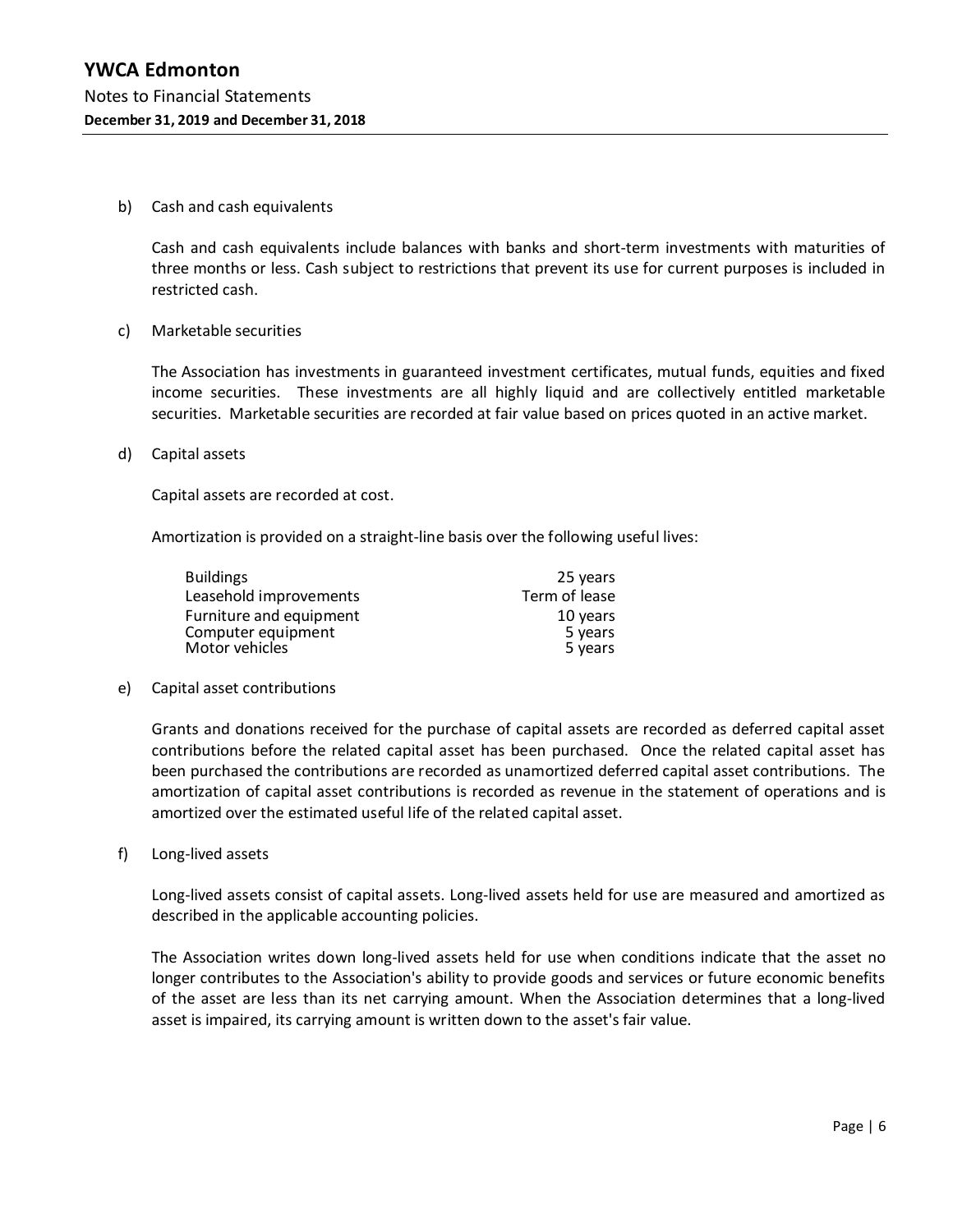b) Cash and cash equivalents

Cash and cash equivalents include balances with banks and short-term investments with maturities of three months or less. Cash subject to restrictions that prevent its use for current purposes is included in restricted cash.

c) Marketable securities

The Association has investments in guaranteed investment certificates, mutual funds, equities and fixed income securities. These investments are all highly liquid and are collectively entitled marketable securities. Marketable securities are recorded at fair value based on prices quoted in an active market.

d) Capital assets

Capital assets are recorded at cost.

Amortization is provided on a straight-line basis over the following useful lives:

| | |
|---|---|
| Buildings | 25 years |
| Leasehold improvements | Term of lease |
| Furniture and equipment | 10 years |
| Computer equipment | 5 years |
| Motor vehicles | 5 years |

e) Capital asset contributions

Grants and donations received for the purchase of capital assets are recorded as deferred capital asset contributions before the related capital asset has been purchased. Once the related capital asset has been purchased the contributions are recorded as unamortized deferred capital asset contributions. The amortization of capital asset contributions is recorded as revenue in the statement of operations and is amortized over the estimated useful life of the related capital asset.

f) Long-lived assets

Long-lived assets consist of capital assets. Long-lived assets held for use are measured and amortized as described in the applicable accounting policies.

The Association writes down long-lived assets held for use when conditions indicate that the asset no longer contributes to the Association's ability to provide goods and services or future economic benefits of the asset are less than its net carrying amount. When the Association determines that a long-lived asset is impaired, its carrying amount is written down to the asset's fair value.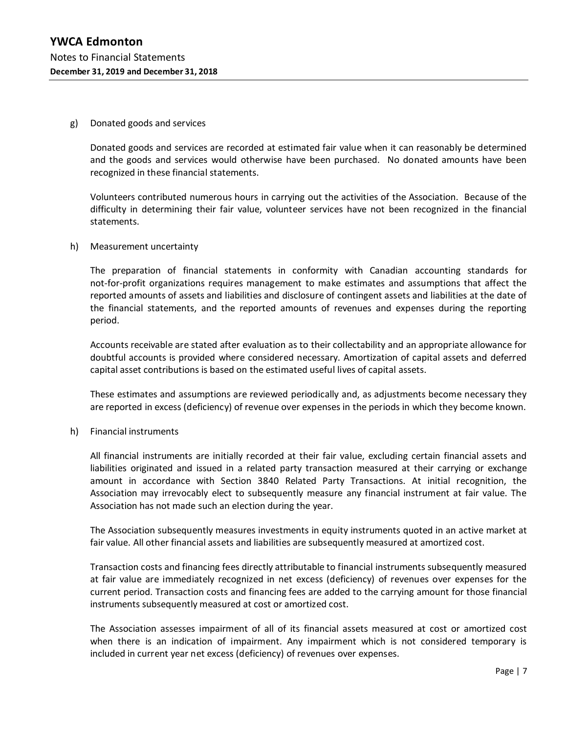g) Donated goods and services

Donated goods and services are recorded at estimated fair value when it can reasonably be determined and the goods and services would otherwise have been purchased. No donated amounts have been recognized in these financial statements.

Volunteers contributed numerous hours in carrying out the activities of the Association. Because of the difficulty in determining their fair value, volunteer services have not been recognized in the financial statements.

h) Measurement uncertainty

The preparation of financial statements in conformity with Canadian accounting standards for not-for-profit organizations requires management to make estimates and assumptions that affect the reported amounts of assets and liabilities and disclosure of contingent assets and liabilities at the date of the financial statements, and the reported amounts of revenues and expenses during the reporting period.

Accounts receivable are stated after evaluation as to their collectability and an appropriate allowance for doubtful accounts is provided where considered necessary. Amortization of capital assets and deferred capital asset contributions is based on the estimated useful lives of capital assets.

These estimates and assumptions are reviewed periodically and, as adjustments become necessary they are reported in excess (deficiency) of revenue over expenses in the periods in which they become known.

h) Financial instruments

All financial instruments are initially recorded at their fair value, excluding certain financial assets and liabilities originated and issued in a related party transaction measured at their carrying or exchange amount in accordance with Section 3840 Related Party Transactions. At initial recognition, the Association may irrevocably elect to subsequently measure any financial instrument at fair value. The Association has not made such an election during the year.

The Association subsequently measures investments in equity instruments quoted in an active market at fair value. All other financial assets and liabilities are subsequently measured at amortized cost.

Transaction costs and financing fees directly attributable to financial instruments subsequently measured at fair value are immediately recognized in net excess (deficiency) of revenues over expenses for the current period. Transaction costs and financing fees are added to the carrying amount for those financial instruments subsequently measured at cost or amortized cost.

The Association assesses impairment of all of its financial assets measured at cost or amortized cost when there is an indication of impairment. Any impairment which is not considered temporary is included in current year net excess (deficiency) of revenues over expenses.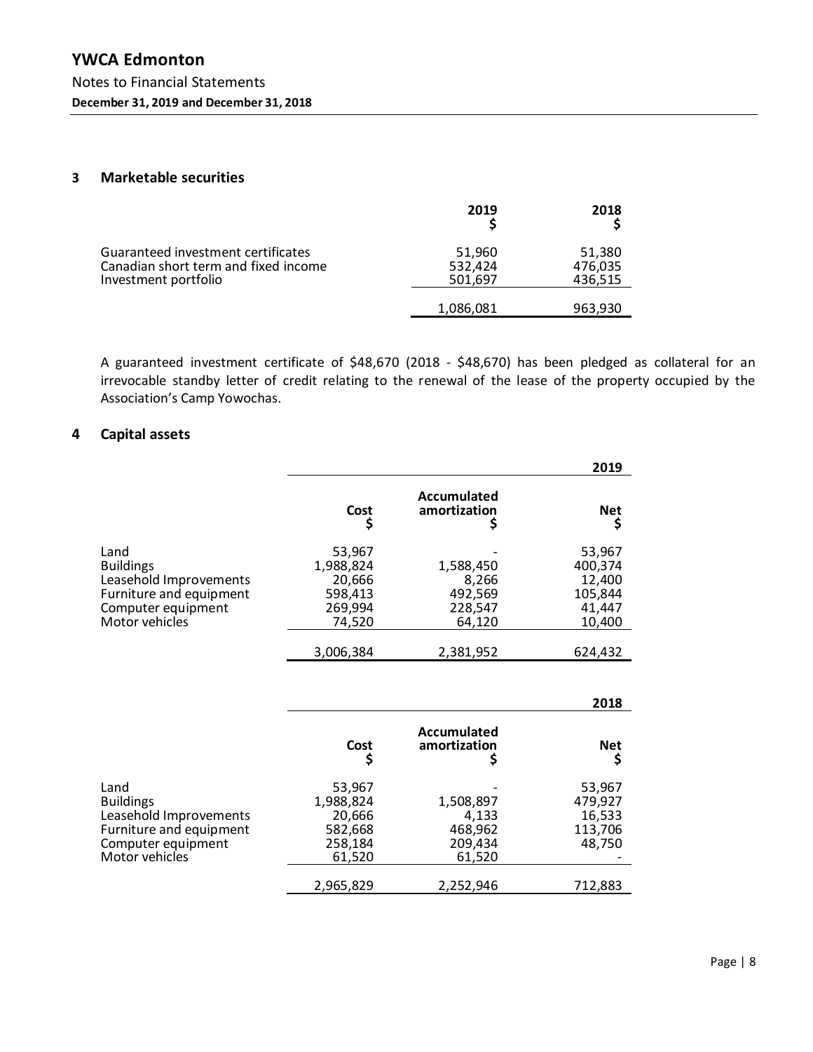## 3 Marketable securities

| | 2019<br>$ | 2018<br>$ |
|---|---|---|
| Guaranteed investment certificates | 51,960 | 51,380 |
| Canadian short term and fixed income | 532,424 | 476,035 |
| Investment portfolio | 501,697 | 436,515 |
| | 1,086,081 | 963,930 |

A guaranteed investment certificate of $48,670 (2018 - $48,670) has been pledged as collateral for an irrevocable standby letter of credit relating to the renewal of the lease of the property occupied by the Association's Camp Yowochas.

## 4 Capital assets

| | | | 2019 |
|---|---|---|---|
| | Cost<br>$ | Accumulated amortization<br>$ | Net<br>$ |
| Land | 53,967 | - | 53,967 |
| Buildings | 1,988,824 | 1,588,450 | 400,374 |
| Leasehold Improvements | 20,666 | 8,266 | 12,400 |
| Furniture and equipment | 598,413 | 492,569 | 105,844 |
| Computer equipment | 269,994 | 228,547 | 41,447 |
| Motor vehicles | 74,520 | 64,120 | 10,400 |
| | 3,006,384 | 2,381,952 | 624,432 |

| | | | 2018 |
|---|---|---|---|
| | Cost<br>$ | Accumulated amortization<br>$ | Net<br>$ |
| Land | 53,967 | - | 53,967 |
| Buildings | 1,988,824 | 1,508,897 | 479,927 |
| Leasehold Improvements | 20,666 | 4,133 | 16,533 |
| Furniture and equipment | 582,668 | 468,962 | 113,706 |
| Computer equipment | 258,184 | 209,434 | 48,750 |
| Motor vehicles | 61,520 | 61,520 | - |
| | 2,965,829 | 2,252,946 | 712,883 |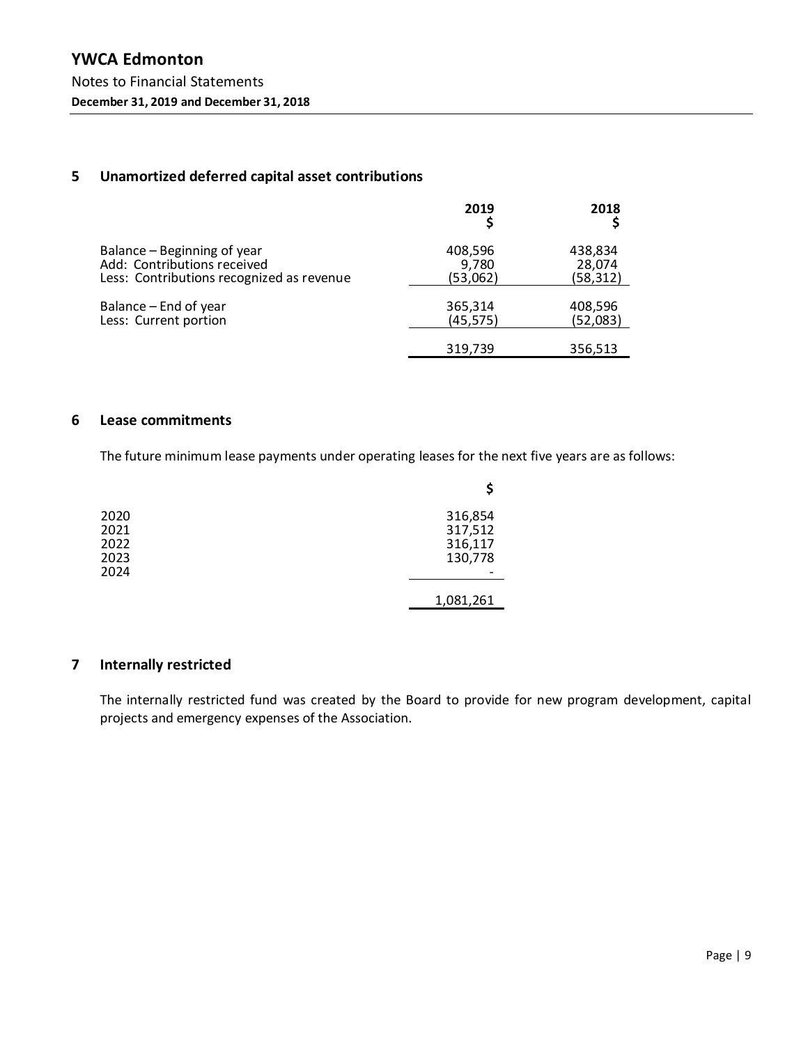## 5 Unamortized deferred capital asset contributions

| | 2019<br>$ | 2018<br>$ |
|---|---|---|
| Balance – Beginning of year | 408,596 | 438,834 |
| Add: Contributions received | 9,780 | 28,074 |
| Less: Contributions recognized as revenue | (53,062) | (58,312) |
| Balance – End of year | 365,314 | 408,596 |
| Less: Current portion | (45,575) | (52,083) |
| | 319,739 | 356,513 |

## 6 Lease commitments

The future minimum lease payments under operating leases for the next five years are as follows:

| | $ |
|---|---|
| 2020 | 316,854 |
| 2021 | 317,512 |
| 2022 | 316,117 |
| 2023 | 130,778 |
| 2024 | - |
| | 1,081,261 |

## 7 Internally restricted

The internally restricted fund was created by the Board to provide for new program development, capital projects and emergency expenses of the Association.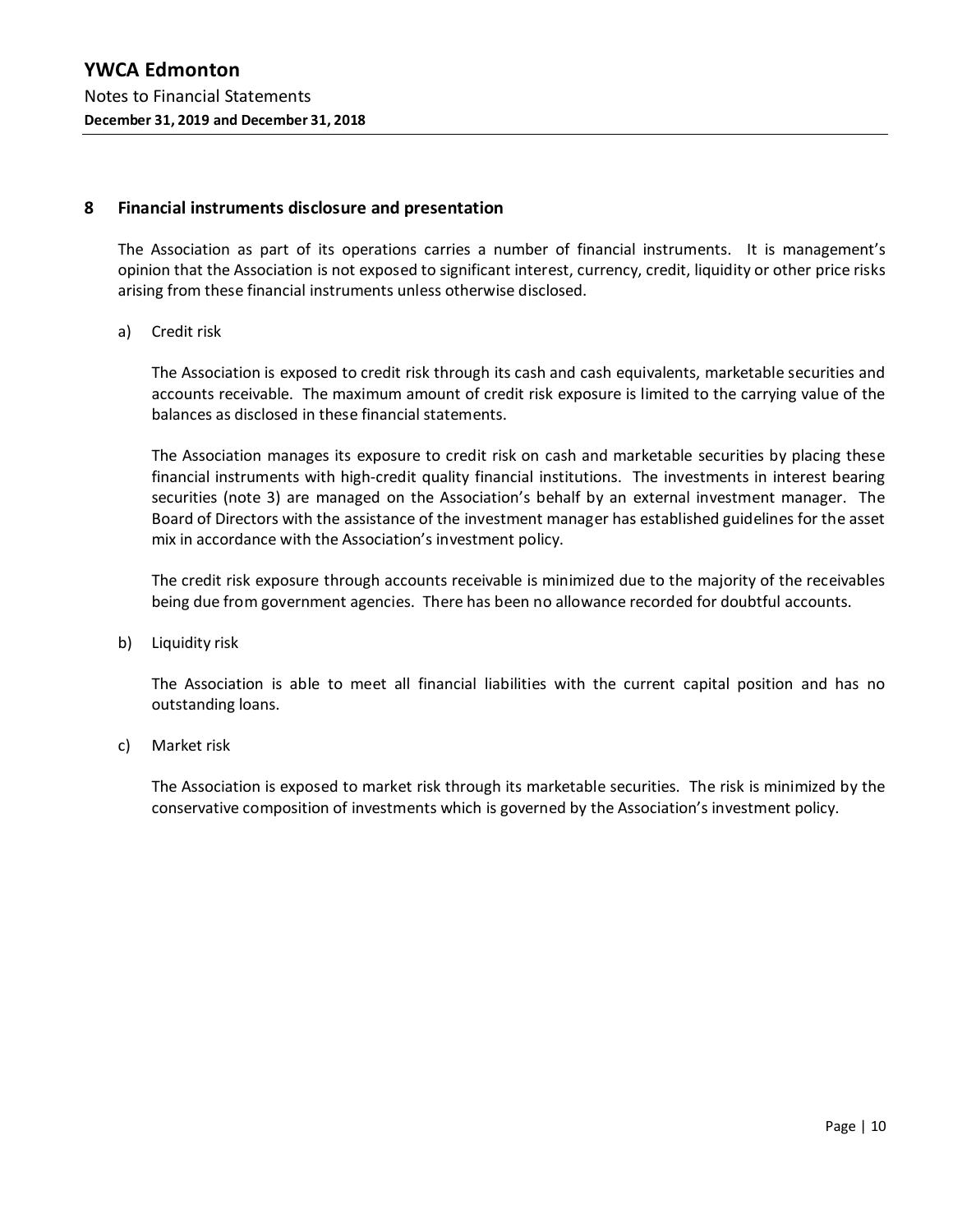## 8 Financial instruments disclosure and presentation

The Association as part of its operations carries a number of financial instruments. It is management's opinion that the Association is not exposed to significant interest, currency, credit, liquidity or other price risks arising from these financial instruments unless otherwise disclosed.

a) Credit risk

The Association is exposed to credit risk through its cash and cash equivalents, marketable securities and accounts receivable. The maximum amount of credit risk exposure is limited to the carrying value of the balances as disclosed in these financial statements.

The Association manages its exposure to credit risk on cash and marketable securities by placing these financial instruments with high-credit quality financial institutions. The investments in interest bearing securities (note 3) are managed on the Association's behalf by an external investment manager. The Board of Directors with the assistance of the investment manager has established guidelines for the asset mix in accordance with the Association's investment policy.

The credit risk exposure through accounts receivable is minimized due to the majority of the receivables being due from government agencies. There has been no allowance recorded for doubtful accounts.

b) Liquidity risk

The Association is able to meet all financial liabilities with the current capital position and has no outstanding loans.

c) Market risk

The Association is exposed to market risk through its marketable securities. The risk is minimized by the conservative composition of investments which is governed by the Association's investment policy.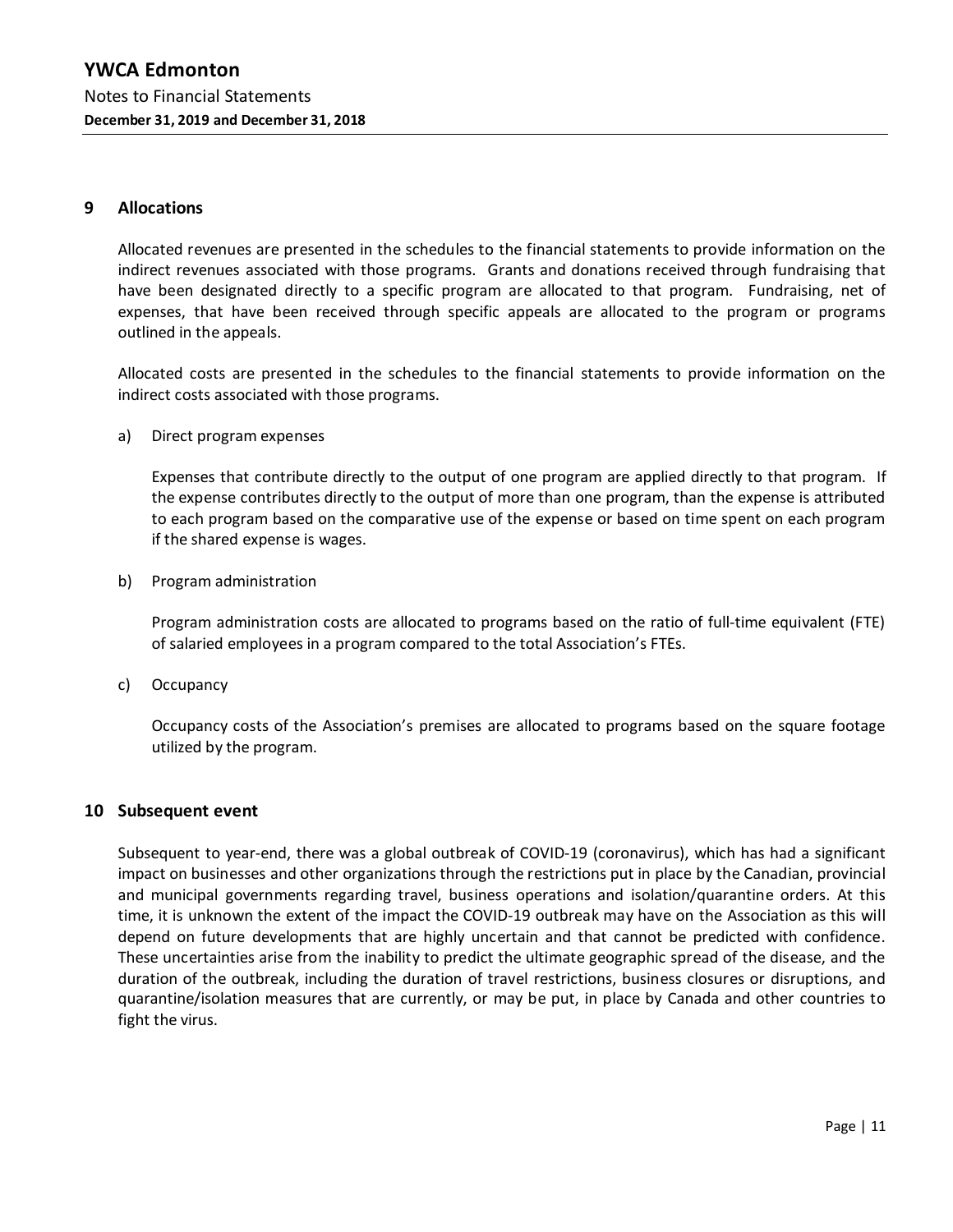## 9 Allocations

Allocated revenues are presented in the schedules to the financial statements to provide information on the indirect revenues associated with those programs. Grants and donations received through fundraising that have been designated directly to a specific program are allocated to that program. Fundraising, net of expenses, that have been received through specific appeals are allocated to the program or programs outlined in the appeals.

Allocated costs are presented in the schedules to the financial statements to provide information on the indirect costs associated with those programs.

a) Direct program expenses

   Expenses that contribute directly to the output of one program are applied directly to that program. If the expense contributes directly to the output of more than one program, than the expense is attributed to each program based on the comparative use of the expense or based on time spent on each program if the shared expense is wages.

b) Program administration

   Program administration costs are allocated to programs based on the ratio of full-time equivalent (FTE) of salaried employees in a program compared to the total Association's FTEs.

c) Occupancy

   Occupancy costs of the Association's premises are allocated to programs based on the square footage utilized by the program.

## 10 Subsequent event

Subsequent to year-end, there was a global outbreak of COVID-19 (coronavirus), which has had a significant impact on businesses and other organizations through the restrictions put in place by the Canadian, provincial and municipal governments regarding travel, business operations and isolation/quarantine orders. At this time, it is unknown the extent of the impact the COVID-19 outbreak may have on the Association as this will depend on future developments that are highly uncertain and that cannot be predicted with confidence. These uncertainties arise from the inability to predict the ultimate geographic spread of the disease, and the duration of the outbreak, including the duration of travel restrictions, business closures or disruptions, and quarantine/isolation measures that are currently, or may be put, in place by Canada and other countries to fight the virus.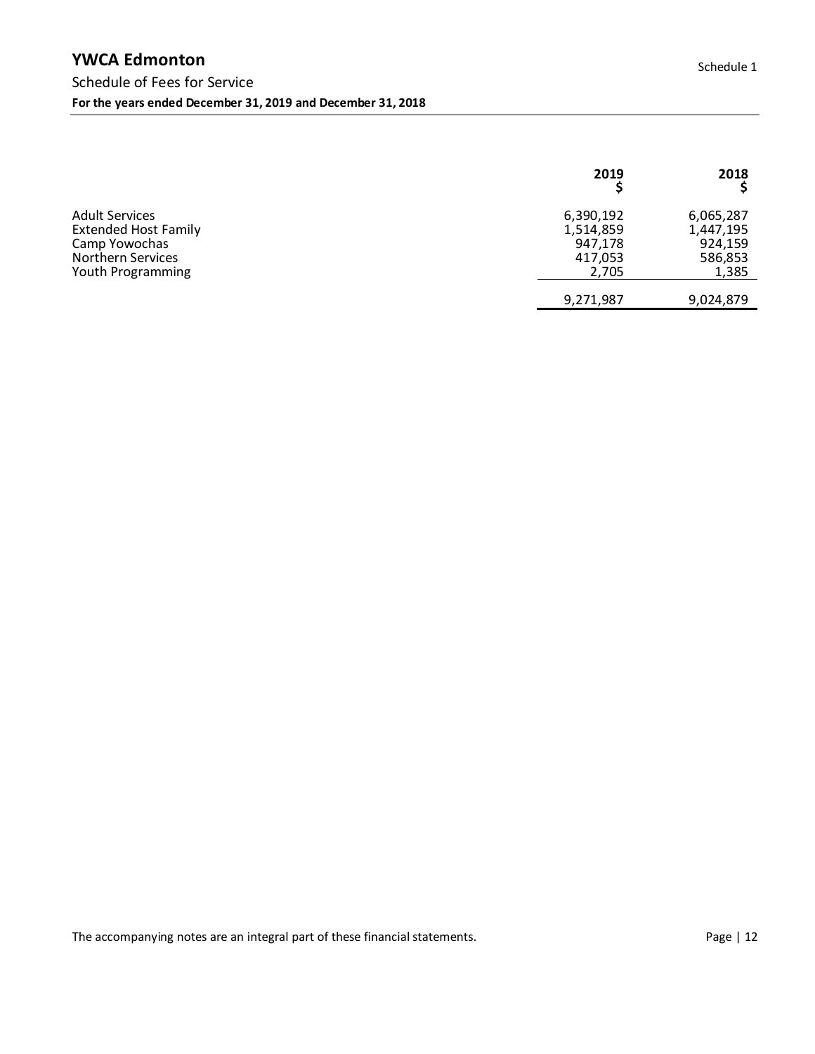# YWCA Edmonton

Schedule 1

## Schedule of Fees for Service

**For the years ended December 31, 2019 and December 31, 2018**

| | 2019<br>$ | 2018<br>$ |
|---|---|---|
| Adult Services | 6,390,192 | 6,065,287 |
| Extended Host Family | 1,514,859 | 1,447,195 |
| Camp Yowochas | 947,178 | 924,159 |
| Northern Services | 417,053 | 586,853 |
| Youth Programming | 2,705 | 1,385 |
| | 9,271,987 | 9,024,879 |

The accompanying notes are an integral part of these financial statements.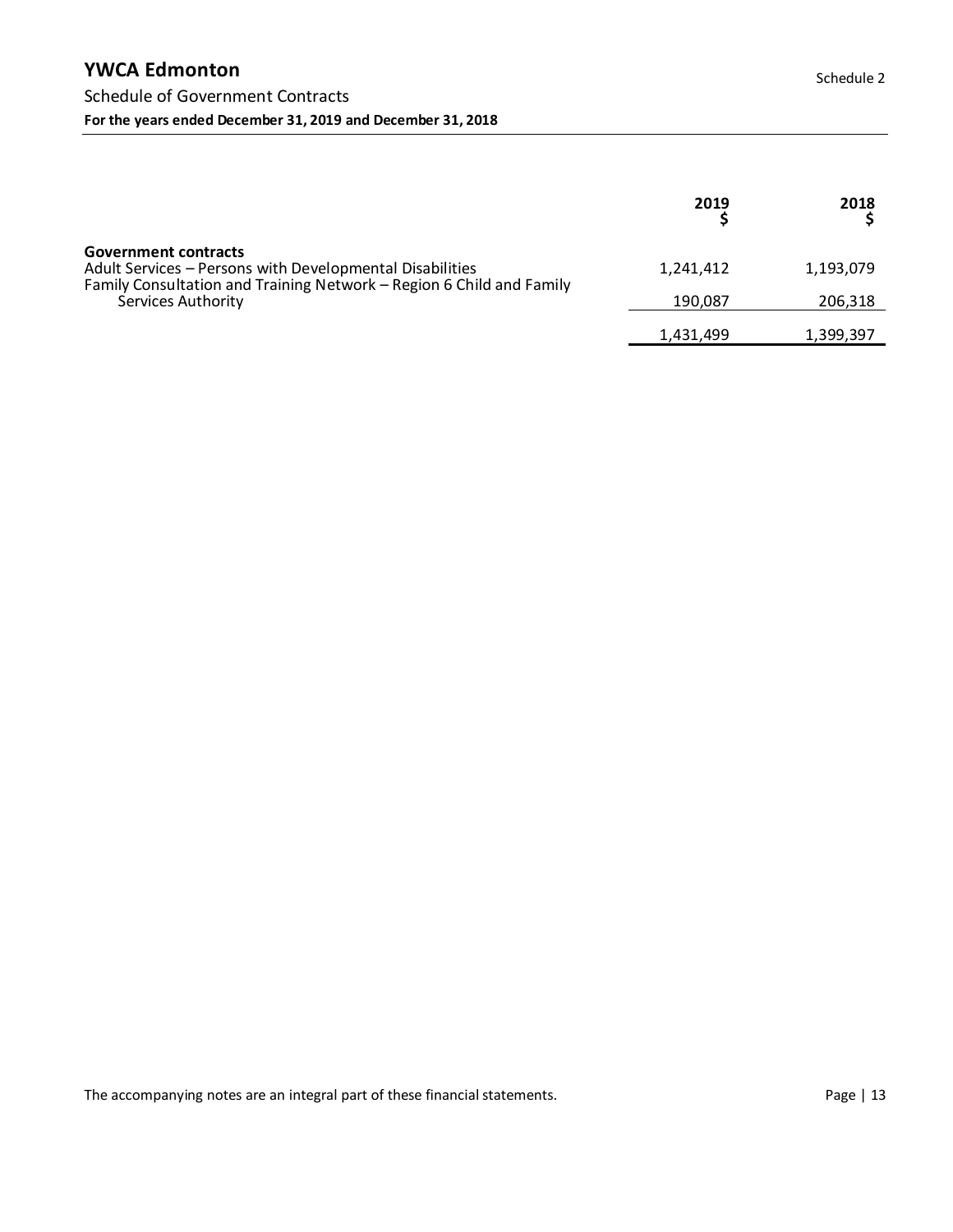# YWCA Edmonton

Schedule of Government Contracts

**For the years ended December 31, 2019 and December 31, 2018**

Schedule 2

| | 2019<br>$ | 2018<br>$ |
|---|---|---|
| **Government contracts** | | |
| Adult Services – Persons with Developmental Disabilities | 1,241,412 | 1,193,079 |
| Family Consultation and Training Network – Region 6 Child and Family Services Authority | 190,087 | 206,318 |
| | 1,431,499 | 1,399,397 |

The accompanying notes are an integral part of these financial statements.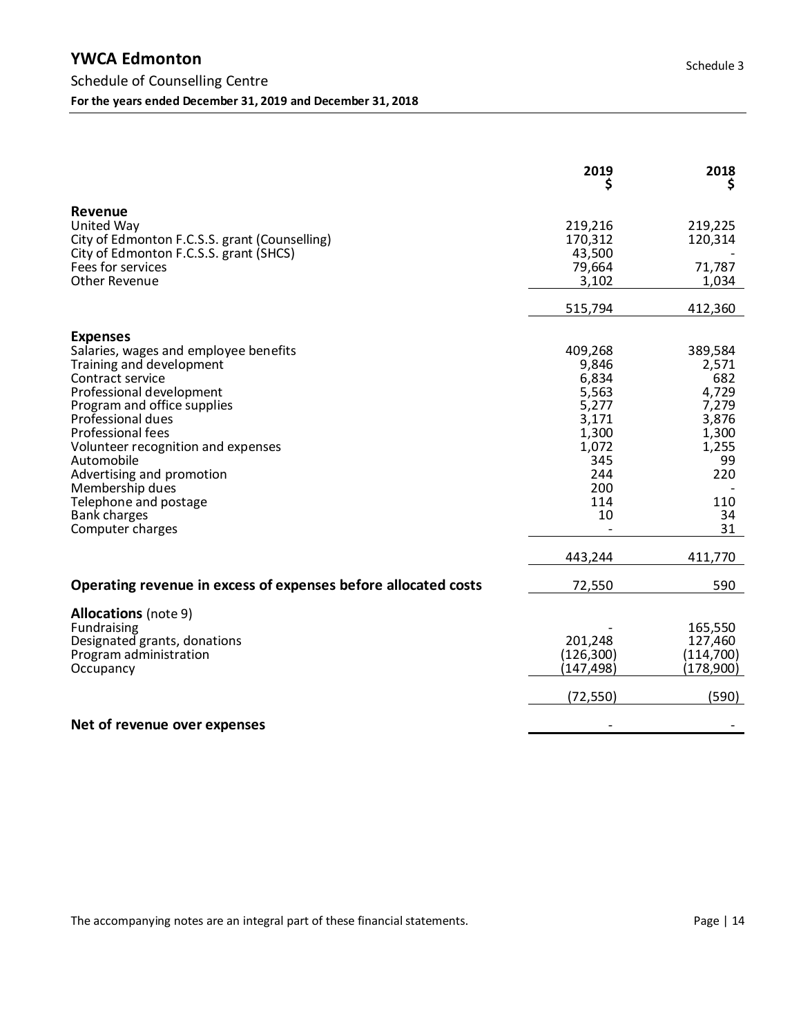# YWCA Edmonton

Schedule 3

## Schedule of Counselling Centre

**For the years ended December 31, 2019 and December 31, 2018**

| | 2019<br>$ | 2018<br>$ |
|---|---|---|
| **Revenue** | | |
| United Way | 219,216 | 219,225 |
| City of Edmonton F.C.S.S. grant (Counselling) | 170,312 | 120,314 |
| City of Edmonton F.C.S.S. grant (SHCS) | 43,500 | - |
| Fees for services | 79,664 | 71,787 |
| Other Revenue | 3,102 | 1,034 |
| | 515,794 | 412,360 |
| **Expenses** | | |
| Salaries, wages and employee benefits | 409,268 | 389,584 |
| Training and development | 9,846 | 2,571 |
| Contract service | 6,834 | 682 |
| Professional development | 5,563 | 4,729 |
| Program and office supplies | 5,277 | 7,279 |
| Professional dues | 3,171 | 3,876 |
| Professional fees | 1,300 | 1,300 |
| Volunteer recognition and expenses | 1,072 | 1,255 |
| Automobile | 345 | 99 |
| Advertising and promotion | 244 | 220 |
| Membership dues | 200 | - |
| Telephone and postage | 114 | 110 |
| Bank charges | 10 | 34 |
| Computer charges | - | 31 |
| | 443,244 | 411,770 |
| **Operating revenue in excess of expenses before allocated costs** | 72,550 | 590 |
| **Allocations** (note 9) | | |
| Fundraising | - | 165,550 |
| Designated grants, donations | 201,248 | 127,460 |
| Program administration | (126,300) | (114,700) |
| Occupancy | (147,498) | (178,900) |
| | (72,550) | (590) |
| **Net of revenue over expenses** | - | - |

The accompanying notes are an integral part of these financial statements.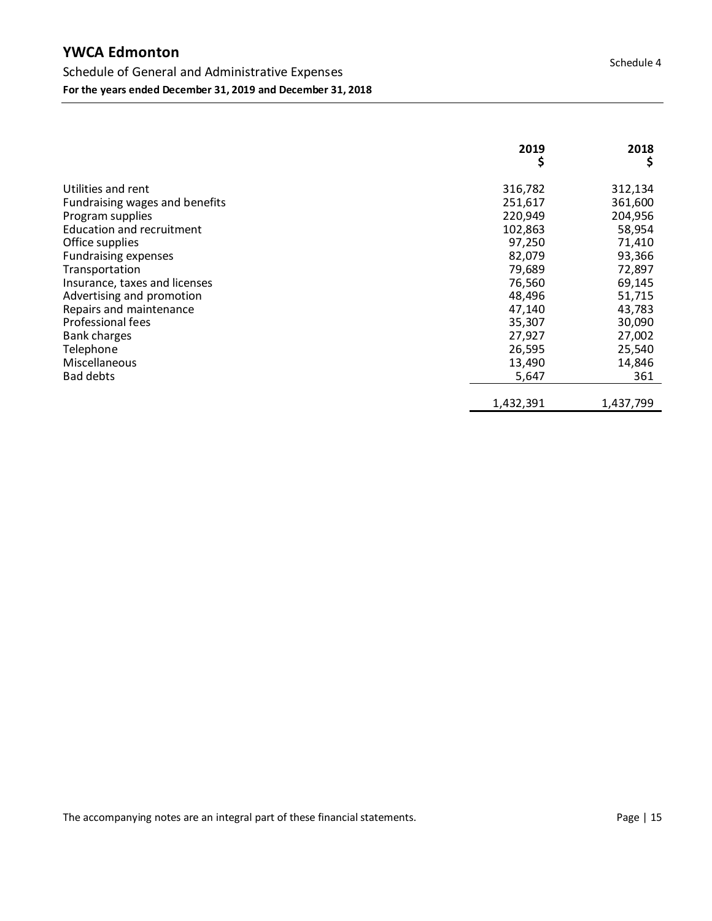# YWCA Edmonton

Schedule 4

## Schedule of General and Administrative Expenses

**For the years ended December 31, 2019 and December 31, 2018**

| | 2019 $ | 2018 $ |
|---|---:|---:|
| Utilities and rent | 316,782 | 312,134 |
| Fundraising wages and benefits | 251,617 | 361,600 |
| Program supplies | 220,949 | 204,956 |
| Education and recruitment | 102,863 | 58,954 |
| Office supplies | 97,250 | 71,410 |
| Fundraising expenses | 82,079 | 93,366 |
| Transportation | 79,689 | 72,897 |
| Insurance, taxes and licenses | 76,560 | 69,145 |
| Advertising and promotion | 48,496 | 51,715 |
| Repairs and maintenance | 47,140 | 43,783 |
| Professional fees | 35,307 | 30,090 |
| Bank charges | 27,927 | 27,002 |
| Telephone | 26,595 | 25,540 |
| Miscellaneous | 13,490 | 14,846 |
| Bad debts | 5,647 | 361 |
| | 1,432,391 | 1,437,799 |

The accompanying notes are an integral part of these financial statements.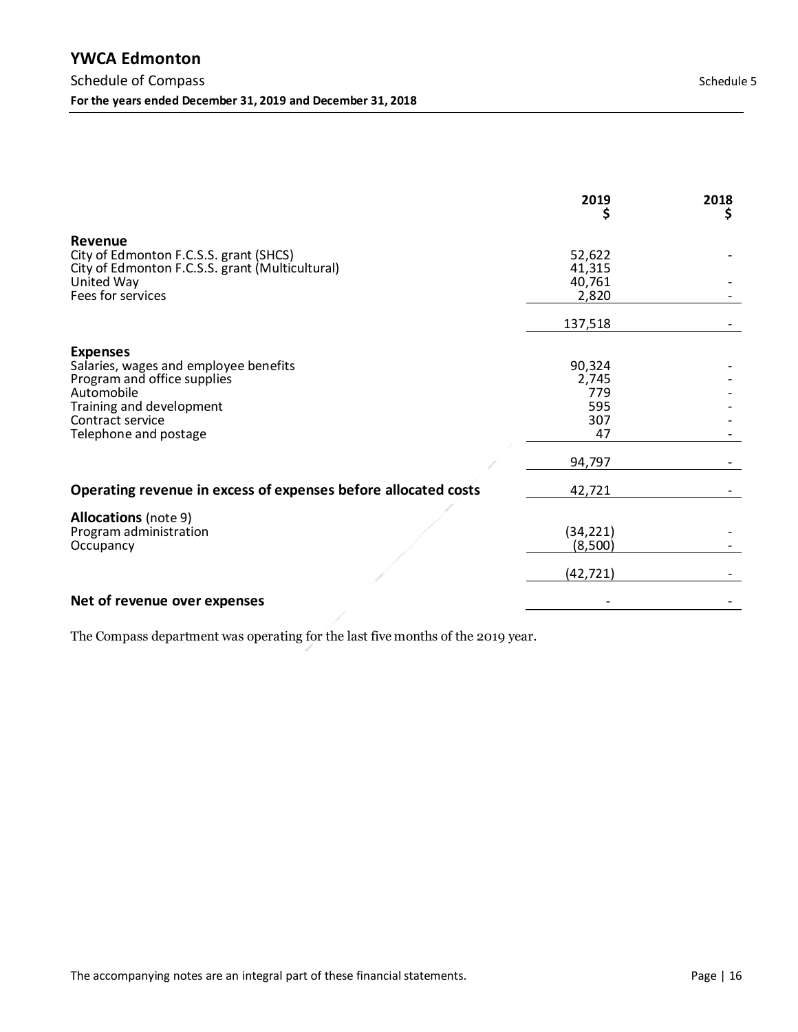# YWCA Edmonton

Schedule of Compass

Schedule 5

**For the years ended December 31, 2019 and December 31, 2018**

| | 2019<br>$ | 2018<br>$ |
|---|---|---|
| **Revenue** | | |
| City of Edmonton F.C.S.S. grant (SHCS) | 52,622 | - |
| City of Edmonton F.C.S.S. grant (Multicultural) | 41,315 | |
| United Way | 40,761 | - |
| Fees for services | 2,820 | - |
| | 137,518 | - |
| **Expenses** | | |
| Salaries, wages and employee benefits | 90,324 | - |
| Program and office supplies | 2,745 | - |
| Automobile | 779 | - |
| Training and development | 595 | - |
| Contract service | 307 | - |
| Telephone and postage | 47 | - |
| | 94,797 | - |
| **Operating revenue in excess of expenses before allocated costs** | 42,721 | - |
| **Allocations** (note 9) | | |
| Program administration | (34,221) | - |
| Occupancy | (8,500) | - |
| | (42,721) | - |
| **Net of revenue over expenses** | - | - |

The Compass department was operating for the last five months of the 2019 year.

The accompanying notes are an integral part of these financial statements.